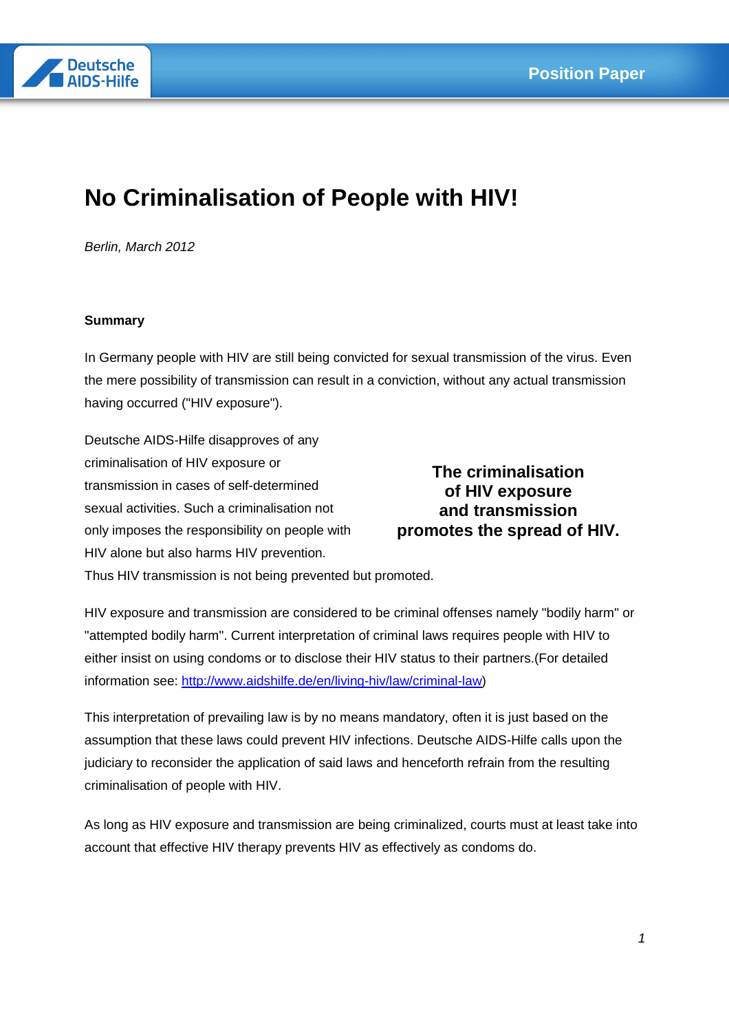# No Criminalisation of People with HIV!

*Berlin, March 2012*

**Summary**

In Germany people with HIV are still being convicted for sexual transmission of the virus. Even the mere possibility of transmission can result in a conviction, without any actual transmission having occurred ("HIV exposure").

Deutsche AIDS-Hilfe disapproves of any criminalisation of HIV exposure or transmission in cases of self-determined sexual activities. Such a criminalisation not only imposes the responsibility on people with HIV alone but also harms HIV prevention. Thus HIV transmission is not being prevented but promoted.

**The criminalisation of HIV exposure and transmission promotes the spread of HIV.**

HIV exposure and transmission are considered to be criminal offenses namely "bodily harm" or "attempted bodily harm". Current interpretation of criminal laws requires people with HIV to either insist on using condoms or to disclose their HIV status to their partners.(For detailed information see: [http://www.aidshilfe.de/en/living-hiv/law/criminal-law](http://www.aidshilfe.de/en/living-hiv/law/criminal-law))

This interpretation of prevailing law is by no means mandatory, often it is just based on the assumption that these laws could prevent HIV infections. Deutsche AIDS-Hilfe calls upon the judiciary to reconsider the application of said laws and henceforth refrain from the resulting criminalisation of people with HIV.

As long as HIV exposure and transmission are being criminalized, courts must at least take into account that effective HIV therapy prevents HIV as effectively as condoms do.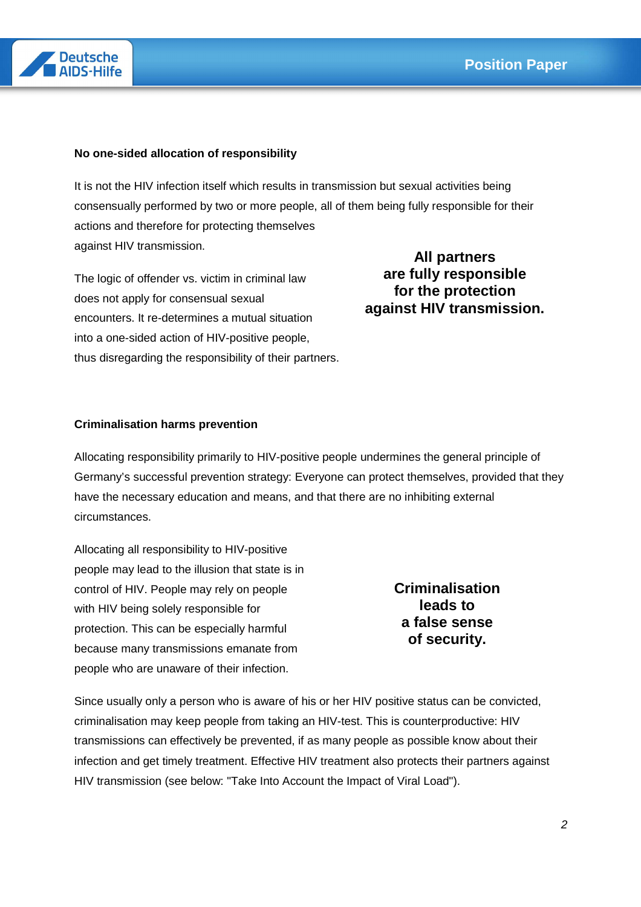### No one-sided allocation of responsibility

It is not the HIV infection itself which results in transmission but sexual activities being consensually performed by two or more people, all of them being fully responsible for their actions and therefore for protecting themselves against HIV transmission.

The logic of offender vs. victim in criminal law does not apply for consensual sexual encounters. It re-determines a mutual situation into a one-sided action of HIV-positive people, thus disregarding the responsibility of their partners.

**All partners are fully responsible for the protection against HIV transmission.**

### Criminalisation harms prevention

Allocating responsibility primarily to HIV-positive people undermines the general principle of Germany's successful prevention strategy: Everyone can protect themselves, provided that they have the necessary education and means, and that there are no inhibiting external circumstances.

Allocating all responsibility to HIV-positive people may lead to the illusion that state is in control of HIV. People may rely on people with HIV being solely responsible for protection. This can be especially harmful because many transmissions emanate from people who are unaware of their infection.

**Criminalisation leads to a false sense of security.**

Since usually only a person who is aware of his or her HIV positive status can be convicted, criminalisation may keep people from taking an HIV-test. This is counterproductive: HIV transmissions can effectively be prevented, if as many people as possible know about their infection and get timely treatment. Effective HIV treatment also protects their partners against HIV transmission (see below: "Take Into Account the Impact of Viral Load").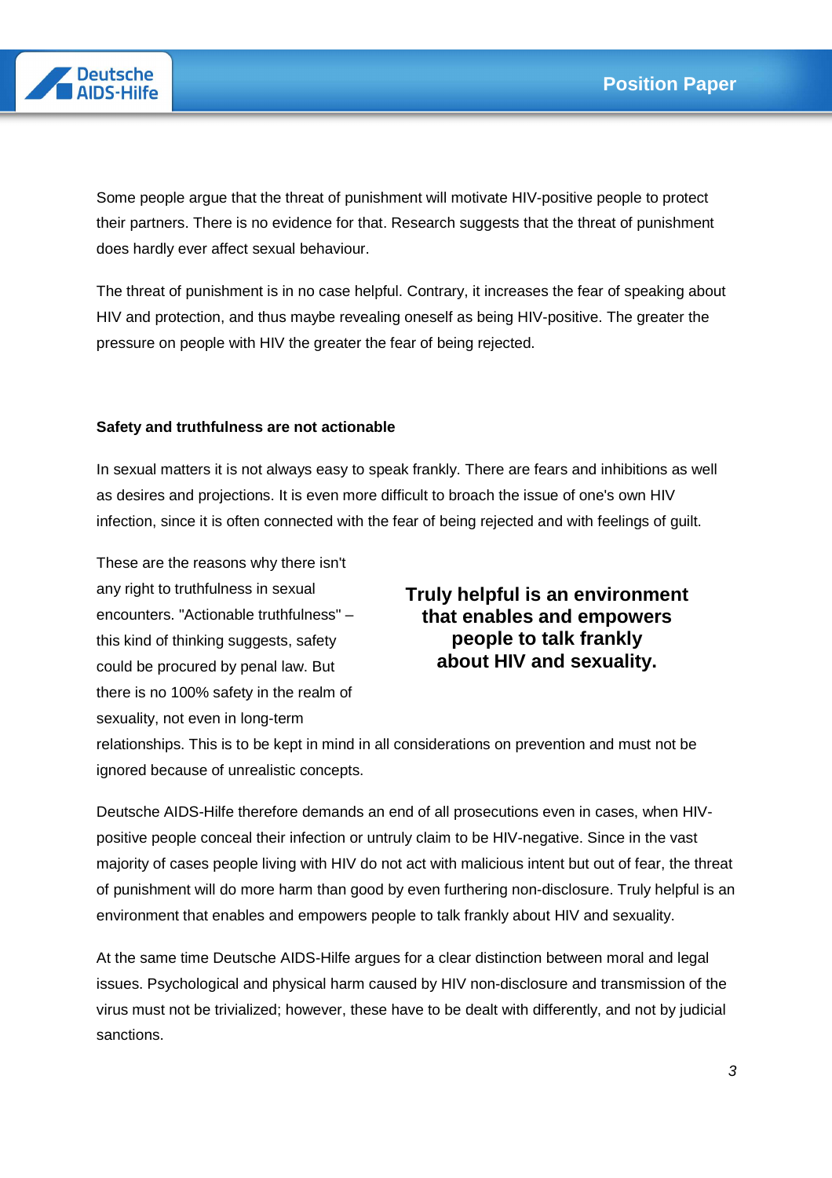Some people argue that the threat of punishment will motivate HIV-positive people to protect their partners. There is no evidence for that. Research suggests that the threat of punishment does hardly ever affect sexual behaviour.

The threat of punishment is in no case helpful. Contrary, it increases the fear of speaking about HIV and protection, and thus maybe revealing oneself as being HIV-positive. The greater the pressure on people with HIV the greater the fear of being rejected.

**Safety and truthfulness are not actionable**

In sexual matters it is not always easy to speak frankly. There are fears and inhibitions as well as desires and projections. It is even more difficult to broach the issue of one's own HIV infection, since it is often connected with the fear of being rejected and with feelings of guilt.

These are the reasons why there isn't any right to truthfulness in sexual encounters. "Actionable truthfulness" – this kind of thinking suggests, safety could be procured by penal law. But there is no 100% safety in the realm of sexuality, not even in long-term relationships. This is to be kept in mind in all considerations on prevention and must not be ignored because of unrealistic concepts.

**Truly helpful is an environment that enables and empowers people to talk frankly about HIV and sexuality.**

Deutsche AIDS-Hilfe therefore demands an end of all prosecutions even in cases, when HIV-positive people conceal their infection or untruly claim to be HIV-negative. Since in the vast majority of cases people living with HIV do not act with malicious intent but out of fear, the threat of punishment will do more harm than good by even furthering non-disclosure. Truly helpful is an environment that enables and empowers people to talk frankly about HIV and sexuality.

At the same time Deutsche AIDS-Hilfe argues for a clear distinction between moral and legal issues. Psychological and physical harm caused by HIV non-disclosure and transmission of the virus must not be trivialized; however, these have to be dealt with differently, and not by judicial sanctions.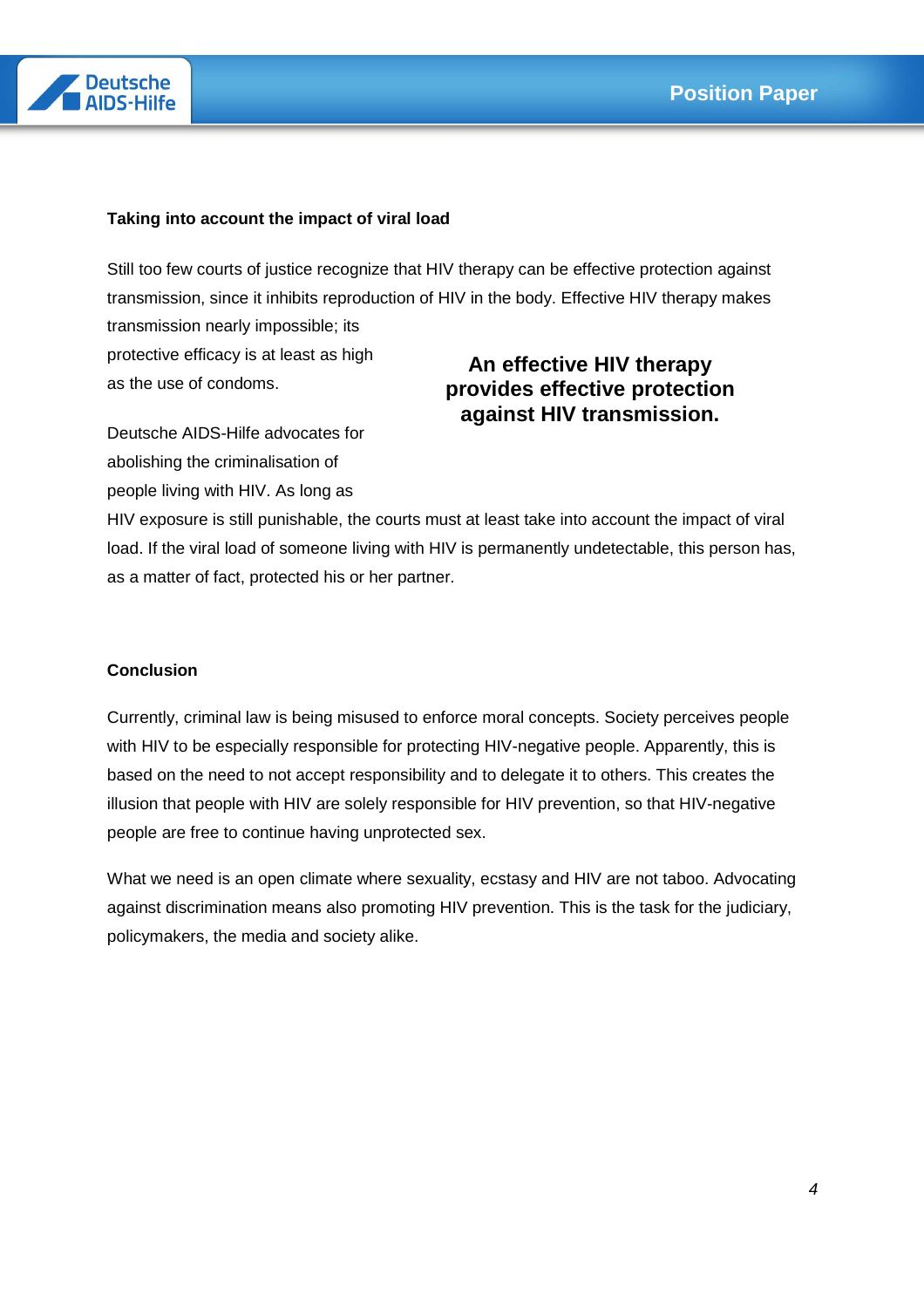### Taking into account the impact of viral load

Still too few courts of justice recognize that HIV therapy can be effective protection against transmission, since it inhibits reproduction of HIV in the body. Effective HIV therapy makes transmission nearly impossible; its protective efficacy is at least as high as the use of condoms.

**An effective HIV therapy provides effective protection against HIV transmission.**

Deutsche AIDS-Hilfe advocates for abolishing the criminalisation of people living with HIV. As long as HIV exposure is still punishable, the courts must at least take into account the impact of viral load. If the viral load of someone living with HIV is permanently undetectable, this person has, as a matter of fact, protected his or her partner.

### Conclusion

Currently, criminal law is being misused to enforce moral concepts. Society perceives people with HIV to be especially responsible for protecting HIV-negative people. Apparently, this is based on the need to not accept responsibility and to delegate it to others. This creates the illusion that people with HIV are solely responsible for HIV prevention, so that HIV-negative people are free to continue having unprotected sex.

What we need is an open climate where sexuality, ecstasy and HIV are not taboo. Advocating against discrimination means also promoting HIV prevention. This is the task for the judiciary, policymakers, the media and society alike.